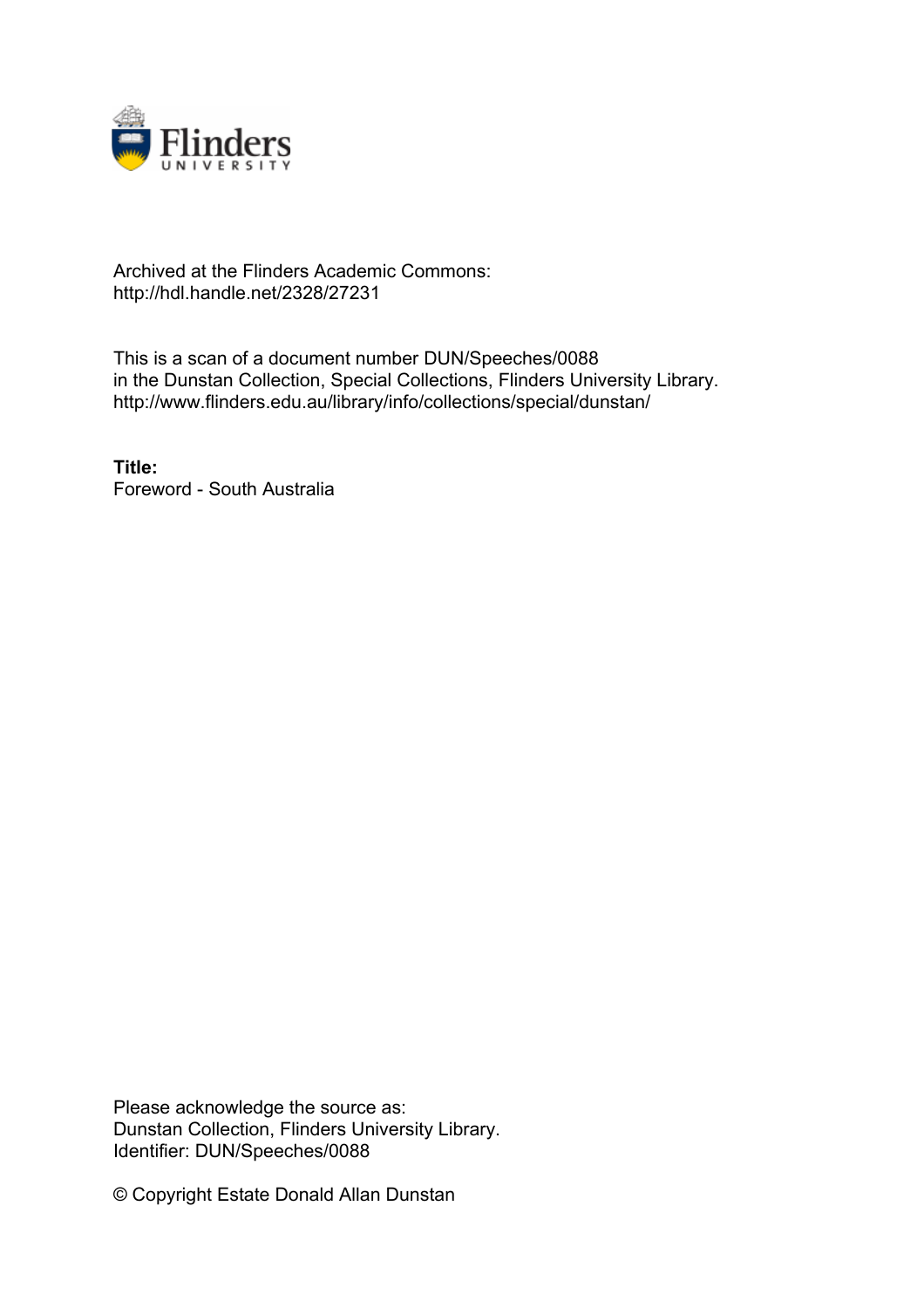Archived at the Flinders Academic Commons:
http://hdl.handle.net/2328/27231

This is a scan of a document number DUN/Speeches/0088
in the Dunstan Collection, Special Collections, Flinders University Library.
http://www.flinders.edu.au/library/info/collections/special/dunstan/

**Title:**
Foreword - South Australia

Please acknowledge the source as:
Dunstan Collection, Flinders University Library.
Identifier: DUN/Speeches/0088

© Copyright Estate Donald Allan Dunstan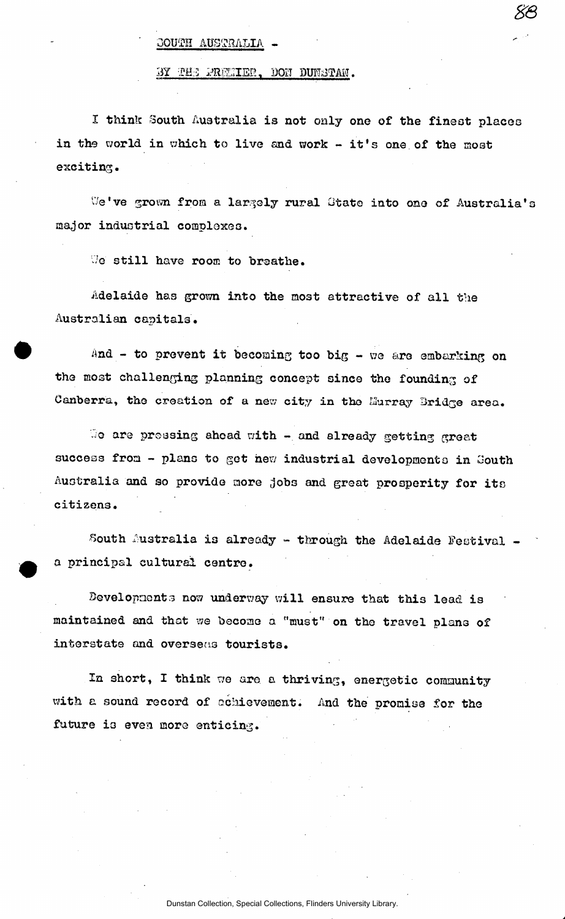SOUTH AUSTRALIA -

BY THE PREMIER, DON DUNSTAN.

I think South Australia is not only one of the finest places in the world in which to live and work - it's one of the most exciting.

We've grown from a largely rural State into one of Australia's major industrial complexes.

We still have room to breathe.

Adelaide has grown into the most attractive of all the Australian capitals.

And - to prevent it becoming too big - we are embarking on the most challenging planning concept since the founding of Canberra, the creation of a new city in the Murray Bridge area.

We are pressing ahead with - and already getting great success from - plans to get new industrial developments in South Australia and so provide more jobs and great prosperity for its citizens.

South Australia is already - through the Adelaide Festival - a principal cultural centre.

Developments now underway will ensure that this lead is maintained and that we become a "must" on the travel plans of interstate and overseas tourists.

In short, I think we are a thriving, energetic community with a sound record of achievement. And the promise for the future is even more enticing.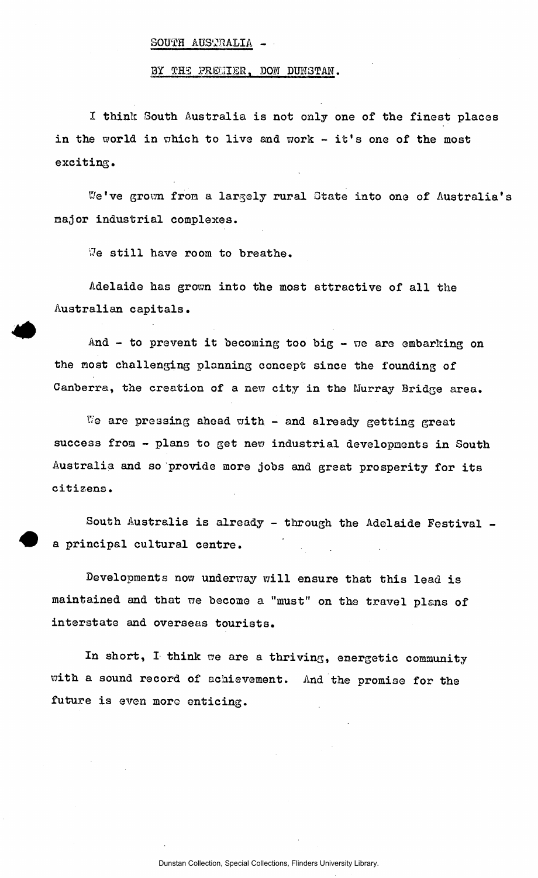SOUTH AUSTRALIA -

BY THE PREMIER, DON DUNSTAN.

I think South Australia is not only one of the finest places in the world in which to live and work - it's one of the most exciting.

We've grown from a largely rural State into one of Australia's major industrial complexes.

We still have room to breathe.

Adelaide has grown into the most attractive of all the Australian capitals.

And - to prevent it becoming too big - we are embarking on the most challenging planning concept since the founding of Canberra, the creation of a new city in the Murray Bridge area.

We are pressing ahead with - and already getting great success from - plans to get new industrial developments in South Australia and so provide more jobs and great prosperity for its citizens.

South Australia is already - through the Adelaide Festival - a principal cultural centre.

Developments now underway will ensure that this lead is maintained and that we become a "must" on the travel plans of interstate and overseas tourists.

In short, I think we are a thriving, energetic community with a sound record of achievement. And the promise for the future is even more enticing.